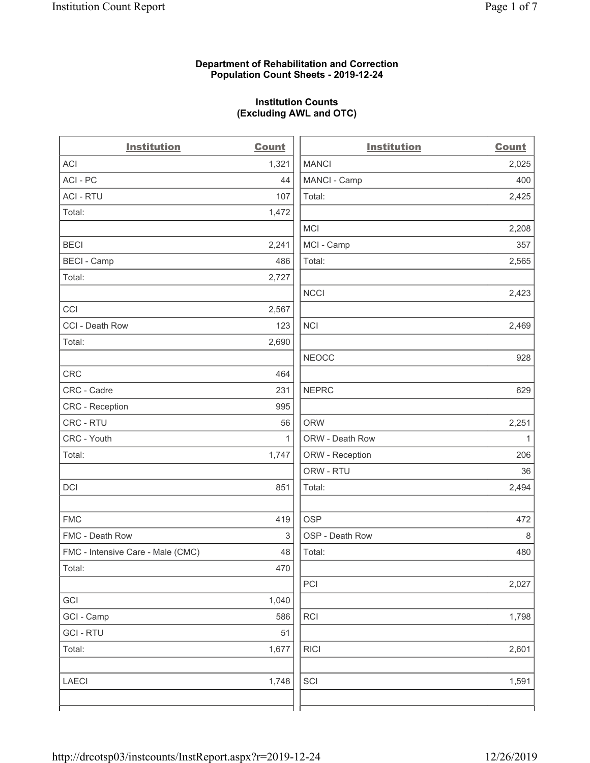**Department of Rehabilitation and Correction**
**Population Count Sheets - 2019-12-24**

**Institution Counts**
**(Excluding AWL and OTC)**

| Institution | Count |
|---|---|
| ACI | 1,321 |
| ACI - PC | 44 |
| ACI - RTU | 107 |
| Total: | 1,472 |
| | |
| BECI | 2,241 |
| BECI - Camp | 486 |
| Total: | 2,727 |
| | |
| CCI | 2,567 |
| CCI - Death Row | 123 |
| Total: | 2,690 |
| | |
| CRC | 464 |
| CRC - Cadre | 231 |
| CRC - Reception | 995 |
| CRC - RTU | 56 |
| CRC - Youth | 1 |
| Total: | 1,747 |
| | |
| DCI | 851 |
| | |
| FMC | 419 |
| FMC - Death Row | 3 |
| FMC - Intensive Care - Male (CMC) | 48 |
| Total: | 470 |
| | |
| GCI | 1,040 |
| GCI - Camp | 586 |
| GCI - RTU | 51 |
| Total: | 1,677 |
| | |
| LAECI | 1,748 |

| Institution | Count |
|---|---|
| MANCI | 2,025 |
| MANCI - Camp | 400 |
| Total: | 2,425 |
| | |
| MCI | 2,208 |
| MCI - Camp | 357 |
| Total: | 2,565 |
| | |
| NCCI | 2,423 |
| | |
| NCI | 2,469 |
| | |
| NEOCC | 928 |
| | |
| NEPRC | 629 |
| | |
| ORW | 2,251 |
| ORW - Death Row | 1 |
| ORW - Reception | 206 |
| ORW - RTU | 36 |
| Total: | 2,494 |
| | |
| OSP | 472 |
| OSP - Death Row | 8 |
| Total: | 480 |
| | |
| PCI | 2,027 |
| | |
| RCI | 1,798 |
| | |
| RICI | 2,601 |
| | |
| SCI | 1,591 |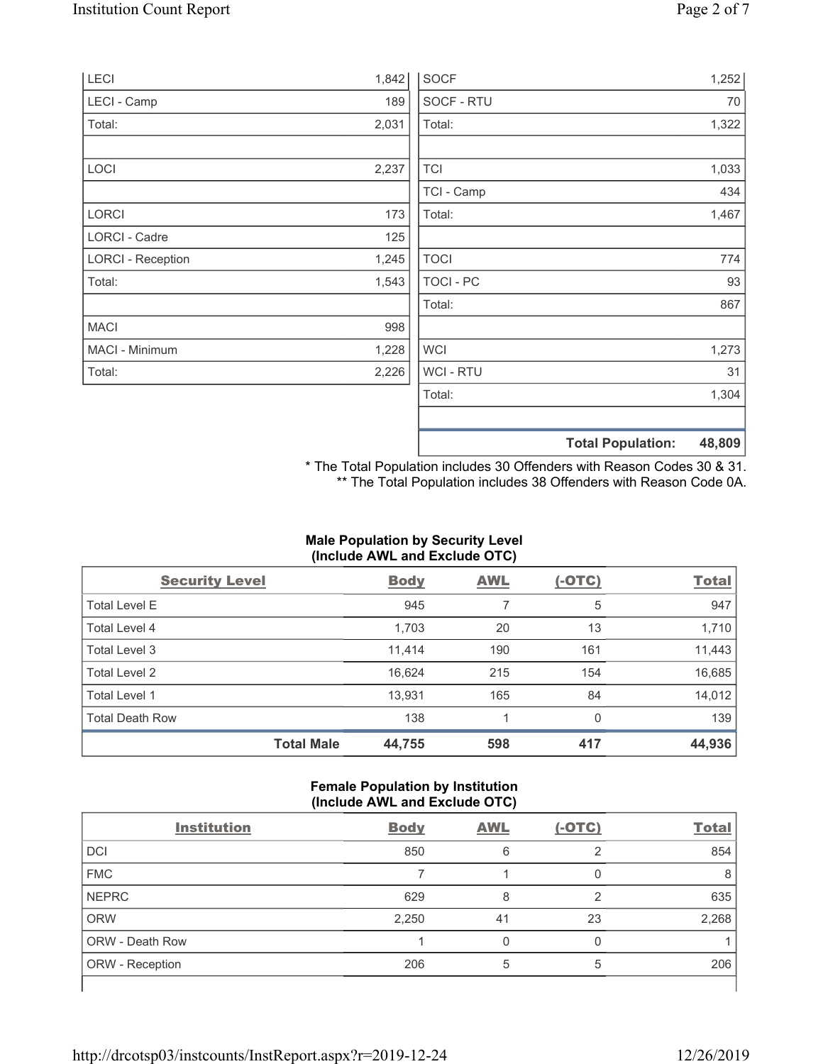| | | | |
|---|---|---|---|
| LECI | 1,842 | SOCF | 1,252 |
| LECI - Camp | 189 | SOCF - RTU | 70 |
| Total: | 2,031 | Total: | 1,322 |
| | | | |
| LOCI | 2,237 | TCI | 1,033 |
| | | TCI - Camp | 434 |
| LORCI | 173 | Total: | 1,467 |
| LORCI - Cadre | 125 | | |
| LORCI - Reception | 1,245 | TOCI | 774 |
| Total: | 1,543 | TOCI - PC | 93 |
| | | Total: | 867 |
| MACI | 998 | | |
| MACI - Minimum | 1,228 | WCI | 1,273 |
| Total: | 2,226 | WCI - RTU | 31 |
| | | Total: | 1,304 |
| | | | |
| | | **Total Population:** | **48,809** |

\* The Total Population includes 30 Offenders with Reason Codes 30 & 31.
\*\* The Total Population includes 38 Offenders with Reason Code 0A.

### Male Population by Security Level (Include AWL and Exclude OTC)

| Security Level | Body | AWL | (-OTC) | Total |
|---|---|---|---|---|
| Total Level E | 945 | 7 | 5 | 947 |
| Total Level 4 | 1,703 | 20 | 13 | 1,710 |
| Total Level 3 | 11,414 | 190 | 161 | 11,443 |
| Total Level 2 | 16,624 | 215 | 154 | 16,685 |
| Total Level 1 | 13,931 | 165 | 84 | 14,012 |
| Total Death Row | 138 | 1 | 0 | 139 |
| **Total Male** | **44,755** | **598** | **417** | **44,936** |

### Female Population by Institution (Include AWL and Exclude OTC)

| Institution | Body | AWL | (-OTC) | Total |
|---|---|---|---|---|
| DCI | 850 | 6 | 2 | 854 |
| FMC | 7 | 1 | 0 | 8 |
| NEPRC | 629 | 8 | 2 | 635 |
| ORW | 2,250 | 41 | 23 | 2,268 |
| ORW - Death Row | 1 | 0 | 0 | 1 |
| ORW - Reception | 206 | 5 | 5 | 206 |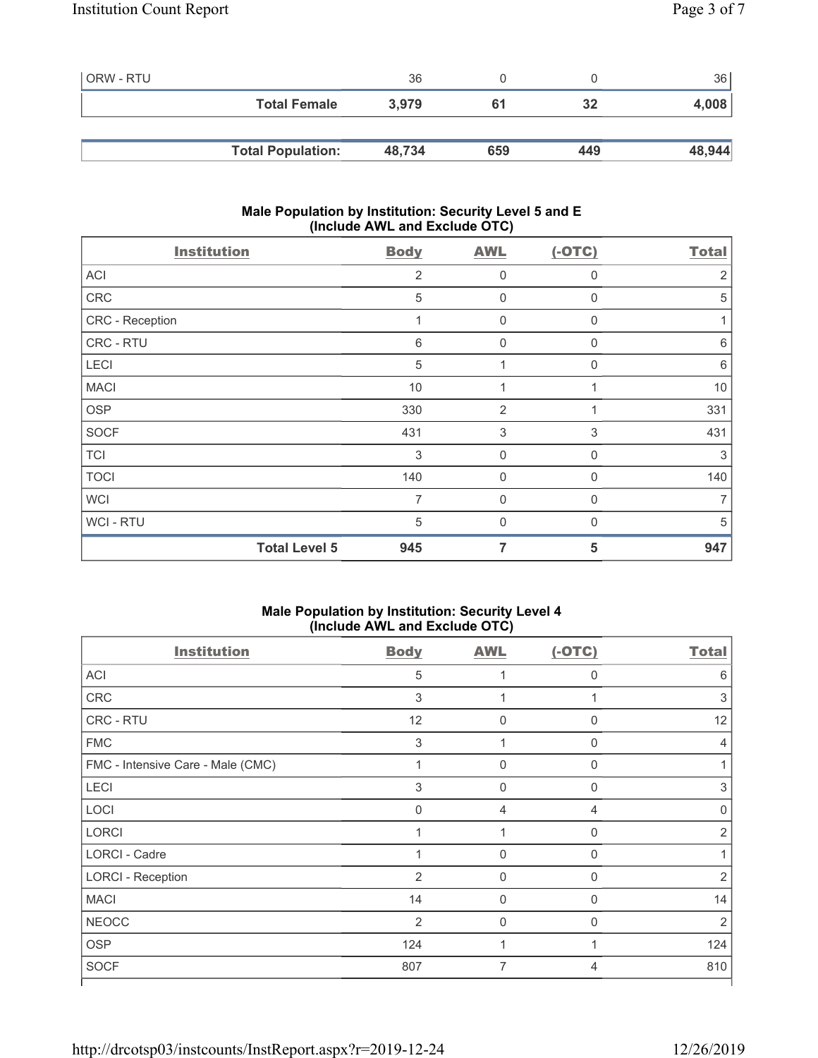| | | | | |
|---|---|---|---|---|
| ORW - RTU | 36 | 0 | 0 | 36 |
| **Total Female** | **3,979** | **61** | **32** | **4,008** |
| | | | | |
| **Total Population:** | **48,734** | **659** | **449** | **48,944** |

### Male Population by Institution: Security Level 5 and E (Include AWL and Exclude OTC)

| Institution | Body | AWL | (-OTC) | Total |
|---|---|---|---|---|
| ACI | 2 | 0 | 0 | 2 |
| CRC | 5 | 0 | 0 | 5 |
| CRC - Reception | 1 | 0 | 0 | 1 |
| CRC - RTU | 6 | 0 | 0 | 6 |
| LECI | 5 | 1 | 0 | 6 |
| MACI | 10 | 1 | 1 | 10 |
| OSP | 330 | 2 | 1 | 331 |
| SOCF | 431 | 3 | 3 | 431 |
| TCI | 3 | 0 | 0 | 3 |
| TOCI | 140 | 0 | 0 | 140 |
| WCI | 7 | 0 | 0 | 7 |
| WCI - RTU | 5 | 0 | 0 | 5 |
| **Total Level 5** | **945** | **7** | **5** | **947** |

### Male Population by Institution: Security Level 4 (Include AWL and Exclude OTC)

| Institution | Body | AWL | (-OTC) | Total |
|---|---|---|---|---|
| ACI | 5 | 1 | 0 | 6 |
| CRC | 3 | 1 | 1 | 3 |
| CRC - RTU | 12 | 0 | 0 | 12 |
| FMC | 3 | 1 | 0 | 4 |
| FMC - Intensive Care - Male (CMC) | 1 | 0 | 0 | 1 |
| LECI | 3 | 0 | 0 | 3 |
| LOCI | 0 | 4 | 4 | 0 |
| LORCI | 1 | 1 | 0 | 2 |
| LORCI - Cadre | 1 | 0 | 0 | 1 |
| LORCI - Reception | 2 | 0 | 0 | 2 |
| MACI | 14 | 0 | 0 | 14 |
| NEOCC | 2 | 0 | 0 | 2 |
| OSP | 124 | 1 | 1 | 124 |
| SOCF | 807 | 7 | 4 | 810 |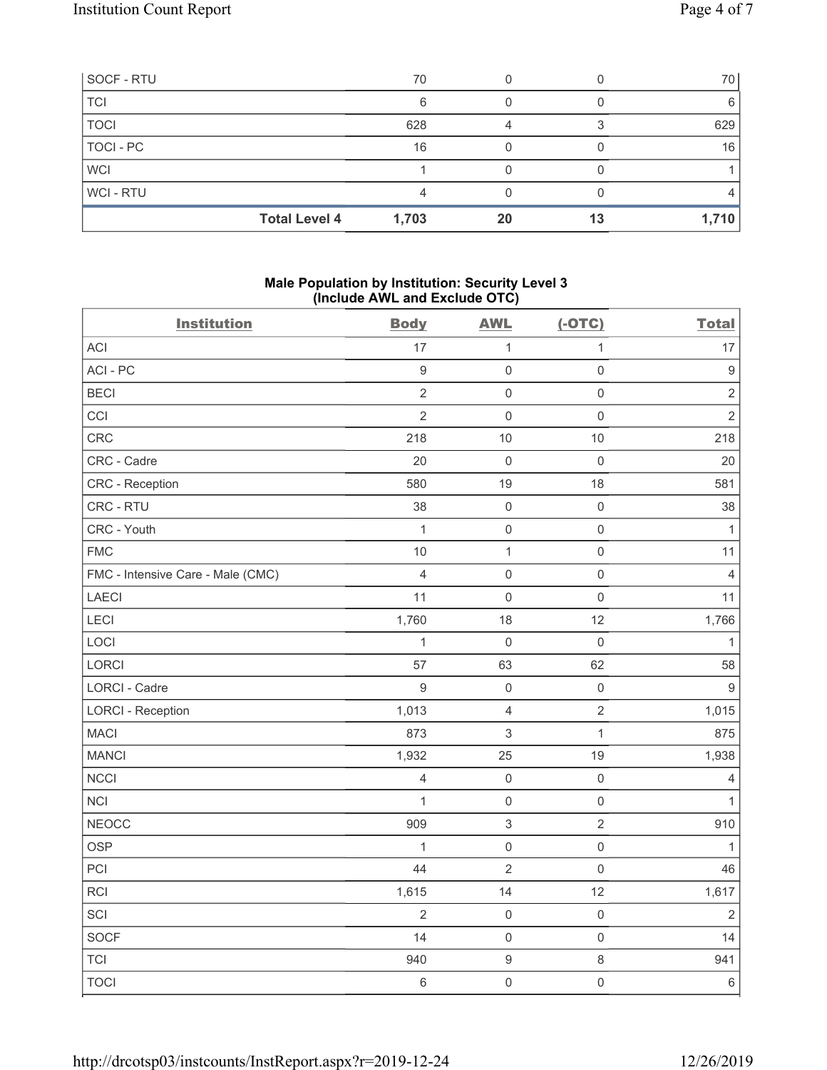| | | | | |
|---|---|---|---|---|
| SOCF - RTU | 70 | 0 | 0 | 70 |
| TCI | 6 | 0 | 0 | 6 |
| TOCI | 628 | 4 | 3 | 629 |
| TOCI - PC | 16 | 0 | 0 | 16 |
| WCI | 1 | 0 | 0 | 1 |
| WCI - RTU | 4 | 0 | 0 | 4 |
| **Total Level 4** | **1,703** | **20** | **13** | **1,710** |

### Male Population by Institution: Security Level 3 (Include AWL and Exclude OTC)

| Institution | Body | AWL | (-OTC) | Total |
|---|---|---|---|---|
| ACI | 17 | 1 | 1 | 17 |
| ACI - PC | 9 | 0 | 0 | 9 |
| BECI | 2 | 0 | 0 | 2 |
| CCI | 2 | 0 | 0 | 2 |
| CRC | 218 | 10 | 10 | 218 |
| CRC - Cadre | 20 | 0 | 0 | 20 |
| CRC - Reception | 580 | 19 | 18 | 581 |
| CRC - RTU | 38 | 0 | 0 | 38 |
| CRC - Youth | 1 | 0 | 0 | 1 |
| FMC | 10 | 1 | 0 | 11 |
| FMC - Intensive Care - Male (CMC) | 4 | 0 | 0 | 4 |
| LAECI | 11 | 0 | 0 | 11 |
| LECI | 1,760 | 18 | 12 | 1,766 |
| LOCI | 1 | 0 | 0 | 1 |
| LORCI | 57 | 63 | 62 | 58 |
| LORCI - Cadre | 9 | 0 | 0 | 9 |
| LORCI - Reception | 1,013 | 4 | 2 | 1,015 |
| MACI | 873 | 3 | 1 | 875 |
| MANCI | 1,932 | 25 | 19 | 1,938 |
| NCCI | 4 | 0 | 0 | 4 |
| NCI | 1 | 0 | 0 | 1 |
| NEOCC | 909 | 3 | 2 | 910 |
| OSP | 1 | 0 | 0 | 1 |
| PCI | 44 | 2 | 0 | 46 |
| RCI | 1,615 | 14 | 12 | 1,617 |
| SCI | 2 | 0 | 0 | 2 |
| SOCF | 14 | 0 | 0 | 14 |
| TCI | 940 | 9 | 8 | 941 |
| TOCI | 6 | 0 | 0 | 6 |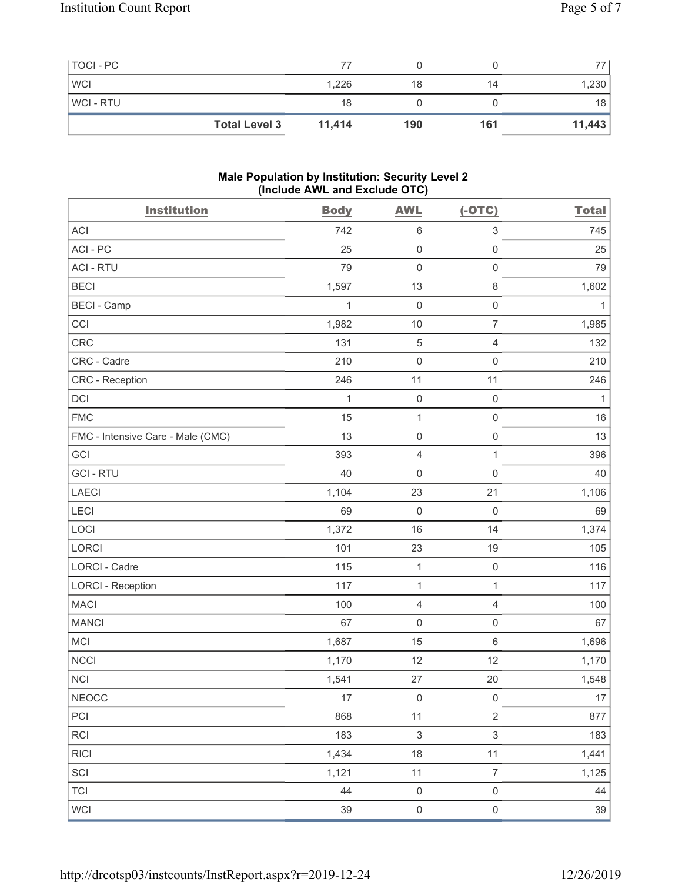| | | | | |
|---|---|---|---|---|
| TOCI - PC | 77 | 0 | 0 | 77 |
| WCI | 1,226 | 18 | 14 | 1,230 |
| WCI - RTU | 18 | 0 | 0 | 18 |
| **Total Level 3** | **11,414** | **190** | **161** | **11,443** |

### Male Population by Institution: Security Level 2 (Include AWL and Exclude OTC)

| Institution | Body | AWL | (-OTC) | Total |
|---|---|---|---|---|
| ACI | 742 | 6 | 3 | 745 |
| ACI - PC | 25 | 0 | 0 | 25 |
| ACI - RTU | 79 | 0 | 0 | 79 |
| BECI | 1,597 | 13 | 8 | 1,602 |
| BECI - Camp | 1 | 0 | 0 | 1 |
| CCI | 1,982 | 10 | 7 | 1,985 |
| CRC | 131 | 5 | 4 | 132 |
| CRC - Cadre | 210 | 0 | 0 | 210 |
| CRC - Reception | 246 | 11 | 11 | 246 |
| DCI | 1 | 0 | 0 | 1 |
| FMC | 15 | 1 | 0 | 16 |
| FMC - Intensive Care - Male (CMC) | 13 | 0 | 0 | 13 |
| GCI | 393 | 4 | 1 | 396 |
| GCI - RTU | 40 | 0 | 0 | 40 |
| LAECI | 1,104 | 23 | 21 | 1,106 |
| LECI | 69 | 0 | 0 | 69 |
| LOCI | 1,372 | 16 | 14 | 1,374 |
| LORCI | 101 | 23 | 19 | 105 |
| LORCI - Cadre | 115 | 1 | 0 | 116 |
| LORCI - Reception | 117 | 1 | 1 | 117 |
| MACI | 100 | 4 | 4 | 100 |
| MANCI | 67 | 0 | 0 | 67 |
| MCI | 1,687 | 15 | 6 | 1,696 |
| NCCI | 1,170 | 12 | 12 | 1,170 |
| NCI | 1,541 | 27 | 20 | 1,548 |
| NEOCC | 17 | 0 | 0 | 17 |
| PCI | 868 | 11 | 2 | 877 |
| RCI | 183 | 3 | 3 | 183 |
| RICI | 1,434 | 18 | 11 | 1,441 |
| SCI | 1,121 | 11 | 7 | 1,125 |
| TCI | 44 | 0 | 0 | 44 |
| WCI | 39 | 0 | 0 | 39 |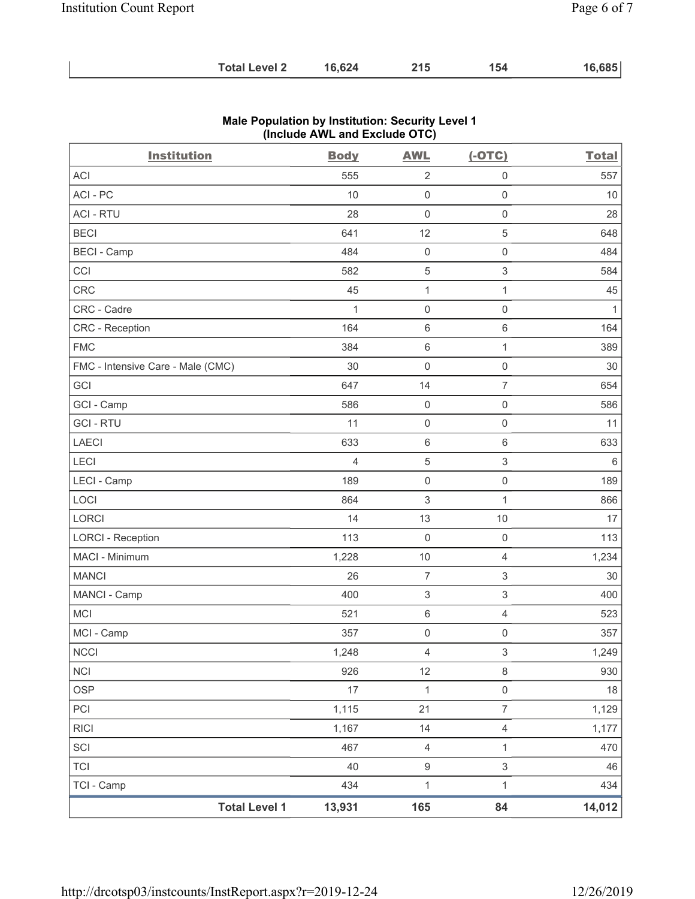| | Total Level 2 | 16,624 | 215 | 154 | 16,685 |
|---|---|---|---|---|---|

**Male Population by Institution: Security Level 1 (Include AWL and Exclude OTC)**

| Institution | Body | AWL | (-OTC) | Total |
|---|---|---|---|---|
| ACI | 555 | 2 | 0 | 557 |
| ACI - PC | 10 | 0 | 0 | 10 |
| ACI - RTU | 28 | 0 | 0 | 28 |
| BECI | 641 | 12 | 5 | 648 |
| BECI - Camp | 484 | 0 | 0 | 484 |
| CCI | 582 | 5 | 3 | 584 |
| CRC | 45 | 1 | 1 | 45 |
| CRC - Cadre | 1 | 0 | 0 | 1 |
| CRC - Reception | 164 | 6 | 6 | 164 |
| FMC | 384 | 6 | 1 | 389 |
| FMC - Intensive Care - Male (CMC) | 30 | 0 | 0 | 30 |
| GCI | 647 | 14 | 7 | 654 |
| GCI - Camp | 586 | 0 | 0 | 586 |
| GCI - RTU | 11 | 0 | 0 | 11 |
| LAECI | 633 | 6 | 6 | 633 |
| LECI | 4 | 5 | 3 | 6 |
| LECI - Camp | 189 | 0 | 0 | 189 |
| LOCI | 864 | 3 | 1 | 866 |
| LORCI | 14 | 13 | 10 | 17 |
| LORCI - Reception | 113 | 0 | 0 | 113 |
| MACI - Minimum | 1,228 | 10 | 4 | 1,234 |
| MANCI | 26 | 7 | 3 | 30 |
| MANCI - Camp | 400 | 3 | 3 | 400 |
| MCI | 521 | 6 | 4 | 523 |
| MCI - Camp | 357 | 0 | 0 | 357 |
| NCCI | 1,248 | 4 | 3 | 1,249 |
| NCI | 926 | 12 | 8 | 930 |
| OSP | 17 | 1 | 0 | 18 |
| PCI | 1,115 | 21 | 7 | 1,129 |
| RICI | 1,167 | 14 | 4 | 1,177 |
| SCI | 467 | 4 | 1 | 470 |
| TCI | 40 | 9 | 3 | 46 |
| TCI - Camp | 434 | 1 | 1 | 434 |
| **Total Level 1** | **13,931** | **165** | **84** | **14,012** |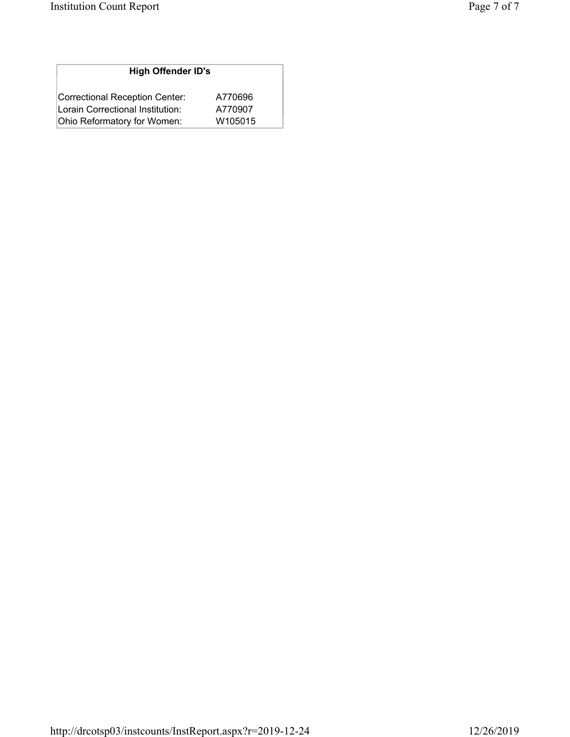| High Offender ID's | |
|---|---|
| Correctional Reception Center: | A770696 |
| Lorain Correctional Institution: | A770907 |
| Ohio Reformatory for Women: | W105015 |